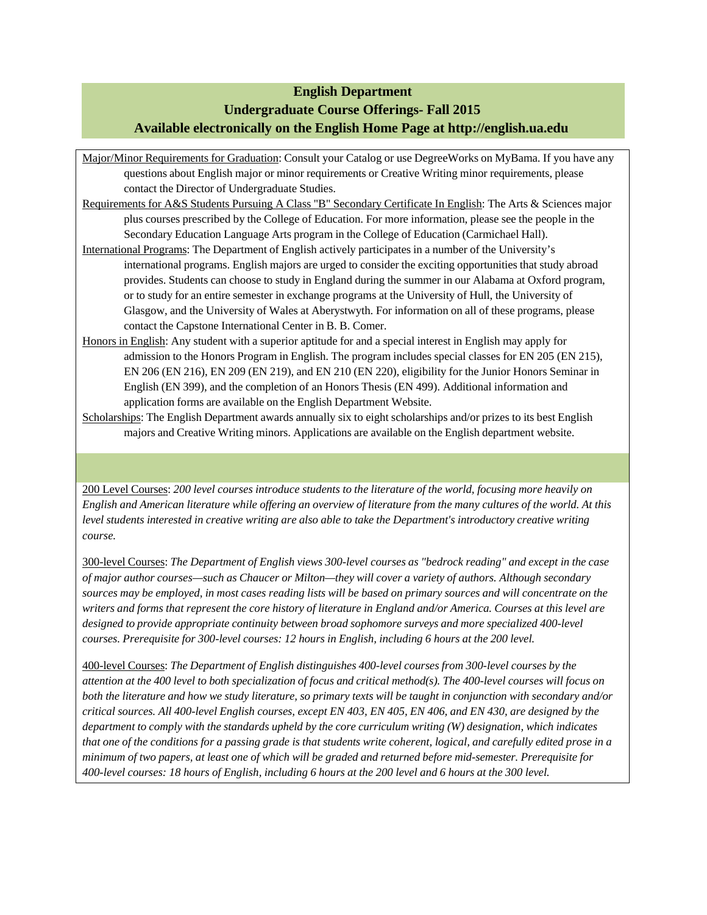# English Department
## Undergraduate Course Offerings- Fall 2015
### Available electronically on the English Home Page at http://english.ua.edu

Major/Minor Requirements for Graduation: Consult your Catalog or use DegreeWorks on MyBama. If you have any questions about English major or minor requirements or Creative Writing minor requirements, please contact the Director of Undergraduate Studies.

Requirements for A&S Students Pursuing A Class "B" Secondary Certificate In English: The Arts & Sciences major plus courses prescribed by the College of Education. For more information, please see the people in the Secondary Education Language Arts program in the College of Education (Carmichael Hall).

International Programs: The Department of English actively participates in a number of the University's international programs. English majors are urged to consider the exciting opportunities that study abroad provides. Students can choose to study in England during the summer in our Alabama at Oxford program, or to study for an entire semester in exchange programs at the University of Hull, the University of Glasgow, and the University of Wales at Aberystwyth. For information on all of these programs, please contact the Capstone International Center in B. B. Comer.

Honors in English: Any student with a superior aptitude for and a special interest in English may apply for admission to the Honors Program in English. The program includes special classes for EN 205 (EN 215), EN 206 (EN 216), EN 209 (EN 219), and EN 210 (EN 220), eligibility for the Junior Honors Seminar in English (EN 399), and the completion of an Honors Thesis (EN 499). Additional information and application forms are available on the English Department Website.

Scholarships: The English Department awards annually six to eight scholarships and/or prizes to its best English majors and Creative Writing minors. Applications are available on the English department website.

200 Level Courses: *200 level courses introduce students to the literature of the world, focusing more heavily on English and American literature while offering an overview of literature from the many cultures of the world. At this level students interested in creative writing are also able to take the Department's introductory creative writing course.*

300-level Courses: *The Department of English views 300-level courses as "bedrock reading" and except in the case of major author courses—such as Chaucer or Milton—they will cover a variety of authors. Although secondary sources may be employed, in most cases reading lists will be based on primary sources and will concentrate on the writers and forms that represent the core history of literature in England and/or America. Courses at this level are designed to provide appropriate continuity between broad sophomore surveys and more specialized 400-level courses. Prerequisite for 300-level courses: 12 hours in English, including 6 hours at the 200 level.*

400-level Courses: *The Department of English distinguishes 400-level courses from 300-level courses by the attention at the 400 level to both specialization of focus and critical method(s). The 400-level courses will focus on both the literature and how we study literature, so primary texts will be taught in conjunction with secondary and/or critical sources. All 400-level English courses, except EN 403, EN 405, EN 406, and EN 430, are designed by the department to comply with the standards upheld by the core curriculum writing (W) designation, which indicates that one of the conditions for a passing grade is that students write coherent, logical, and carefully edited prose in a minimum of two papers, at least one of which will be graded and returned before mid-semester. Prerequisite for 400-level courses: 18 hours of English, including 6 hours at the 200 level and 6 hours at the 300 level.*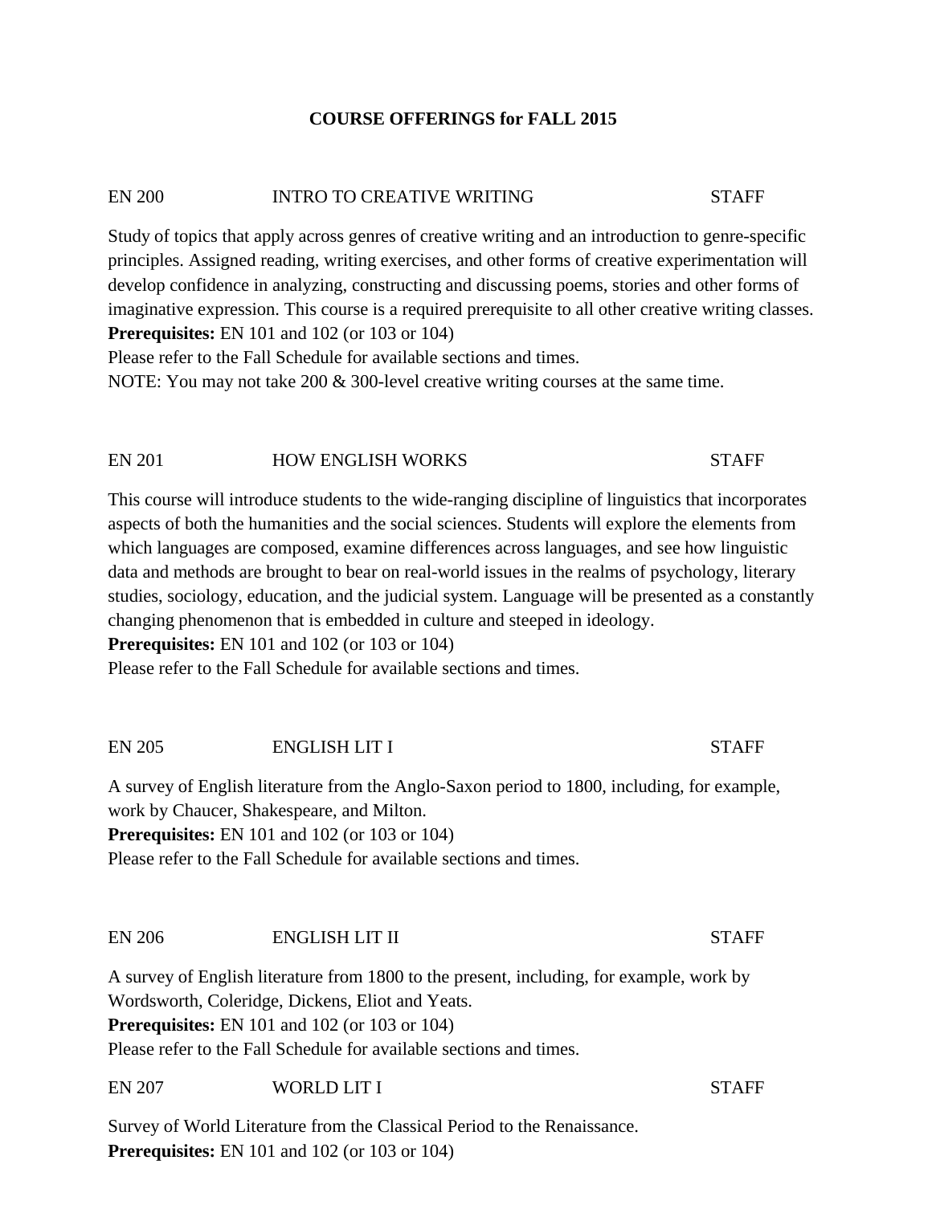# COURSE OFFERINGS for FALL 2015

## EN 200 INTRO TO CREATIVE WRITING STAFF

Study of topics that apply across genres of creative writing and an introduction to genre-specific principles. Assigned reading, writing exercises, and other forms of creative experimentation will develop confidence in analyzing, constructing and discussing poems, stories and other forms of imaginative expression. This course is a required prerequisite to all other creative writing classes.
**Prerequisites:** EN 101 and 102 (or 103 or 104)
Please refer to the Fall Schedule for available sections and times.
NOTE: You may not take 200 & 300-level creative writing courses at the same time.

## EN 201 HOW ENGLISH WORKS STAFF

This course will introduce students to the wide-ranging discipline of linguistics that incorporates aspects of both the humanities and the social sciences. Students will explore the elements from which languages are composed, examine differences across languages, and see how linguistic data and methods are brought to bear on real-world issues in the realms of psychology, literary studies, sociology, education, and the judicial system. Language will be presented as a constantly changing phenomenon that is embedded in culture and steeped in ideology.
**Prerequisites:** EN 101 and 102 (or 103 or 104)
Please refer to the Fall Schedule for available sections and times.

## EN 205 ENGLISH LIT I STAFF

A survey of English literature from the Anglo-Saxon period to 1800, including, for example, work by Chaucer, Shakespeare, and Milton.
**Prerequisites:** EN 101 and 102 (or 103 or 104)
Please refer to the Fall Schedule for available sections and times.

## EN 206 ENGLISH LIT II STAFF

A survey of English literature from 1800 to the present, including, for example, work by Wordsworth, Coleridge, Dickens, Eliot and Yeats.
**Prerequisites:** EN 101 and 102 (or 103 or 104)
Please refer to the Fall Schedule for available sections and times.

## EN 207 WORLD LIT I STAFF

Survey of World Literature from the Classical Period to the Renaissance.
**Prerequisites:** EN 101 and 102 (or 103 or 104)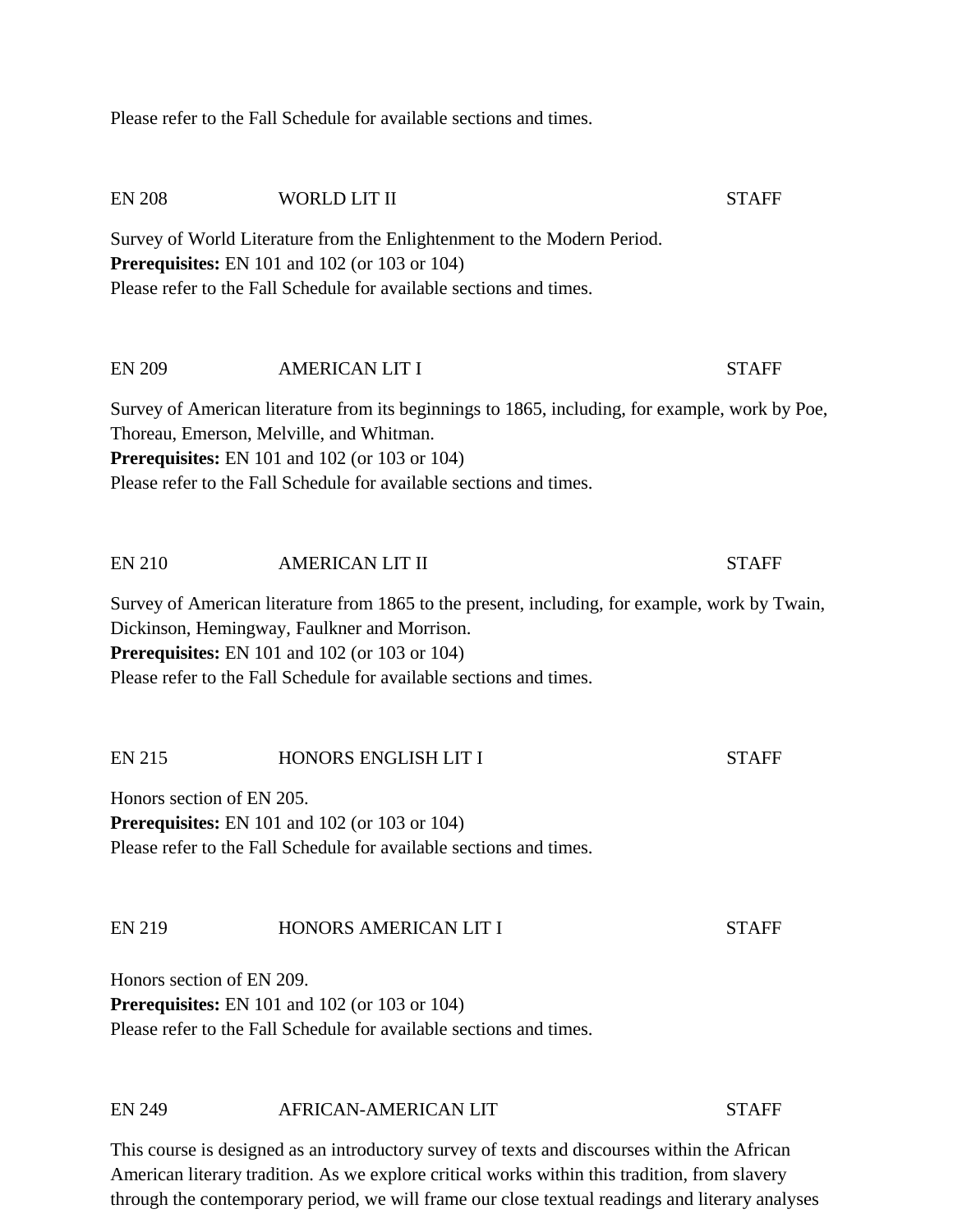Please refer to the Fall Schedule for available sections and times.

EN 208 WORLD LIT II STAFF

Survey of World Literature from the Enlightenment to the Modern Period.
**Prerequisites:** EN 101 and 102 (or 103 or 104)
Please refer to the Fall Schedule for available sections and times.

EN 209 AMERICAN LIT I STAFF

Survey of American literature from its beginnings to 1865, including, for example, work by Poe, Thoreau, Emerson, Melville, and Whitman.
**Prerequisites:** EN 101 and 102 (or 103 or 104)
Please refer to the Fall Schedule for available sections and times.

EN 210 AMERICAN LIT II STAFF

Survey of American literature from 1865 to the present, including, for example, work by Twain, Dickinson, Hemingway, Faulkner and Morrison.
**Prerequisites:** EN 101 and 102 (or 103 or 104)
Please refer to the Fall Schedule for available sections and times.

EN 215 HONORS ENGLISH LIT I STAFF

Honors section of EN 205.
**Prerequisites:** EN 101 and 102 (or 103 or 104)
Please refer to the Fall Schedule for available sections and times.

EN 219 HONORS AMERICAN LIT I STAFF

Honors section of EN 209.
**Prerequisites:** EN 101 and 102 (or 103 or 104)
Please refer to the Fall Schedule for available sections and times.

EN 249 AFRICAN-AMERICAN LIT STAFF

This course is designed as an introductory survey of texts and discourses within the African American literary tradition. As we explore critical works within this tradition, from slavery through the contemporary period, we will frame our close textual readings and literary analyses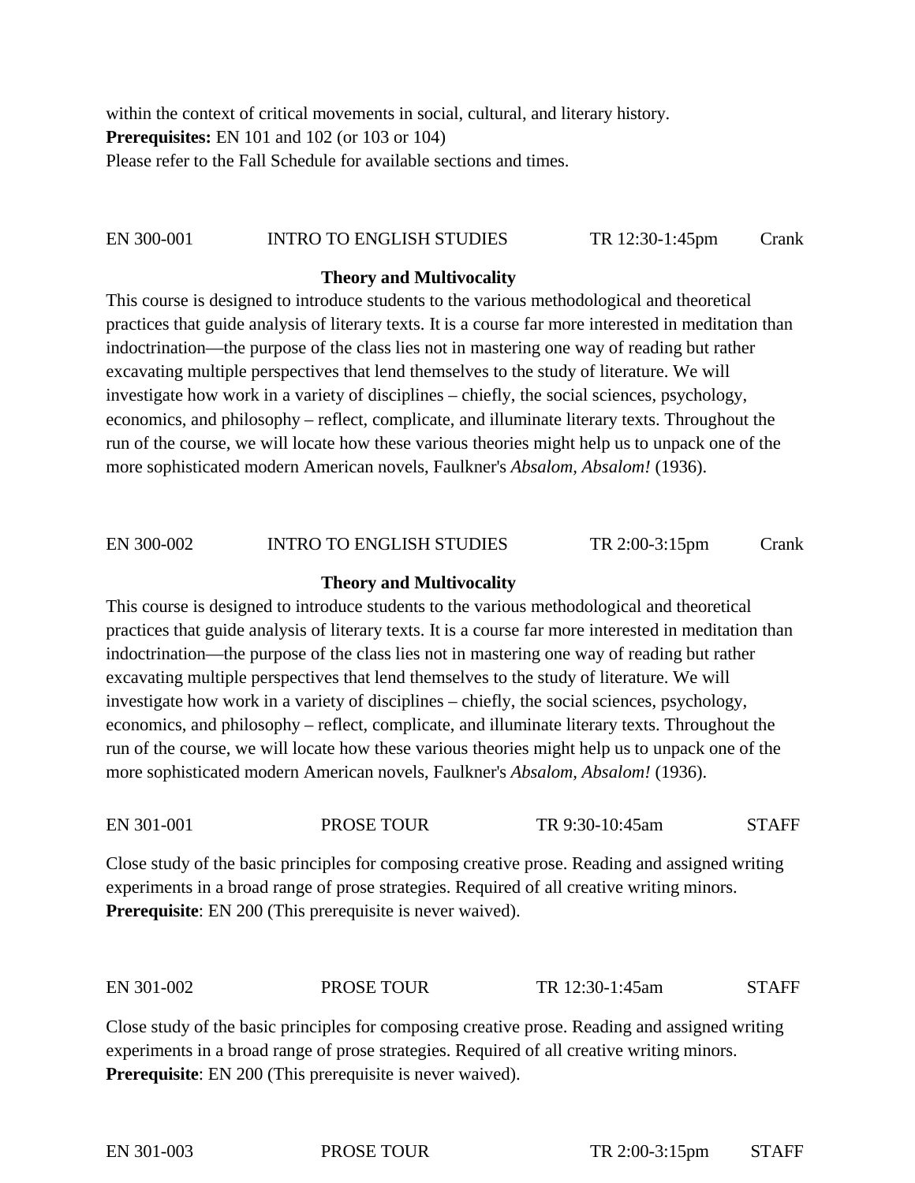within the context of critical movements in social, cultural, and literary history.
**Prerequisites:** EN 101 and 102 (or 103 or 104)
Please refer to the Fall Schedule for available sections and times.

EN 300-001 INTRO TO ENGLISH STUDIES TR 12:30-1:45pm Crank

**Theory and Multivocality**

This course is designed to introduce students to the various methodological and theoretical practices that guide analysis of literary texts. It is a course far more interested in meditation than indoctrination—the purpose of the class lies not in mastering one way of reading but rather excavating multiple perspectives that lend themselves to the study of literature. We will investigate how work in a variety of disciplines – chiefly, the social sciences, psychology, economics, and philosophy – reflect, complicate, and illuminate literary texts. Throughout the run of the course, we will locate how these various theories might help us to unpack one of the more sophisticated modern American novels, Faulkner's *Absalom, Absalom!* (1936).

EN 300-002 INTRO TO ENGLISH STUDIES TR 2:00-3:15pm Crank

**Theory and Multivocality**

This course is designed to introduce students to the various methodological and theoretical practices that guide analysis of literary texts. It is a course far more interested in meditation than indoctrination—the purpose of the class lies not in mastering one way of reading but rather excavating multiple perspectives that lend themselves to the study of literature. We will investigate how work in a variety of disciplines – chiefly, the social sciences, psychology, economics, and philosophy – reflect, complicate, and illuminate literary texts. Throughout the run of the course, we will locate how these various theories might help us to unpack one of the more sophisticated modern American novels, Faulkner's *Absalom, Absalom!* (1936).

EN 301-001 PROSE TOUR TR 9:30-10:45am STAFF

Close study of the basic principles for composing creative prose. Reading and assigned writing experiments in a broad range of prose strategies. Required of all creative writing minors.
**Prerequisite**: EN 200 (This prerequisite is never waived).

EN 301-002 PROSE TOUR TR 12:30-1:45am STAFF

Close study of the basic principles for composing creative prose. Reading and assigned writing experiments in a broad range of prose strategies. Required of all creative writing minors.
**Prerequisite**: EN 200 (This prerequisite is never waived).

EN 301-003 PROSE TOUR TR 2:00-3:15pm STAFF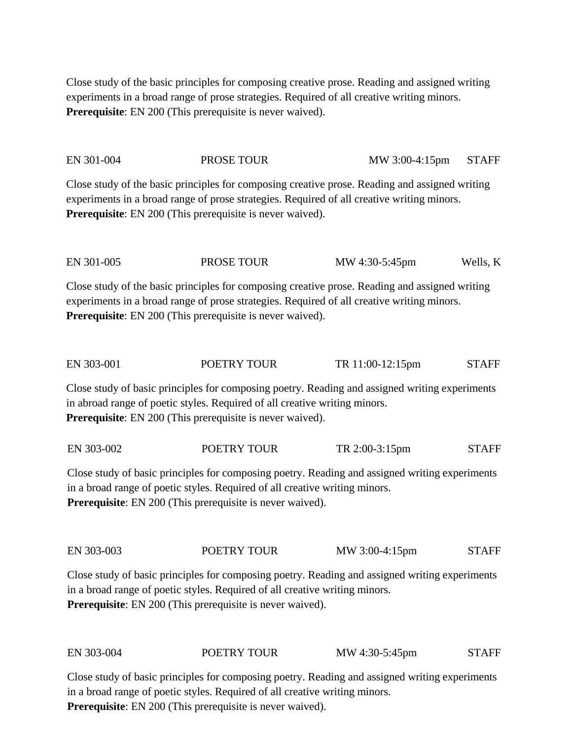Close study of the basic principles for composing creative prose. Reading and assigned writing experiments in a broad range of prose strategies. Required of all creative writing minors.
**Prerequisite**: EN 200 (This prerequisite is never waived).

EN 301-004 PROSE TOUR MW 3:00-4:15pm STAFF

Close study of the basic principles for composing creative prose. Reading and assigned writing experiments in a broad range of prose strategies. Required of all creative writing minors.
**Prerequisite**: EN 200 (This prerequisite is never waived).

EN 301-005 PROSE TOUR MW 4:30-5:45pm Wells, K

Close study of the basic principles for composing creative prose. Reading and assigned writing experiments in a broad range of prose strategies. Required of all creative writing minors.
**Prerequisite**: EN 200 (This prerequisite is never waived).

EN 303-001 POETRY TOUR TR 11:00-12:15pm STAFF

Close study of basic principles for composing poetry. Reading and assigned writing experiments in abroad range of poetic styles. Required of all creative writing minors.
**Prerequisite**: EN 200 (This prerequisite is never waived).

EN 303-002 POETRY TOUR TR 2:00-3:15pm STAFF

Close study of basic principles for composing poetry. Reading and assigned writing experiments in a broad range of poetic styles. Required of all creative writing minors.
**Prerequisite**: EN 200 (This prerequisite is never waived).

EN 303-003 POETRY TOUR MW 3:00-4:15pm STAFF

Close study of basic principles for composing poetry. Reading and assigned writing experiments in a broad range of poetic styles. Required of all creative writing minors.
**Prerequisite**: EN 200 (This prerequisite is never waived).

EN 303-004 POETRY TOUR MW 4:30-5:45pm STAFF

Close study of basic principles for composing poetry. Reading and assigned writing experiments in a broad range of poetic styles. Required of all creative writing minors.
**Prerequisite**: EN 200 (This prerequisite is never waived).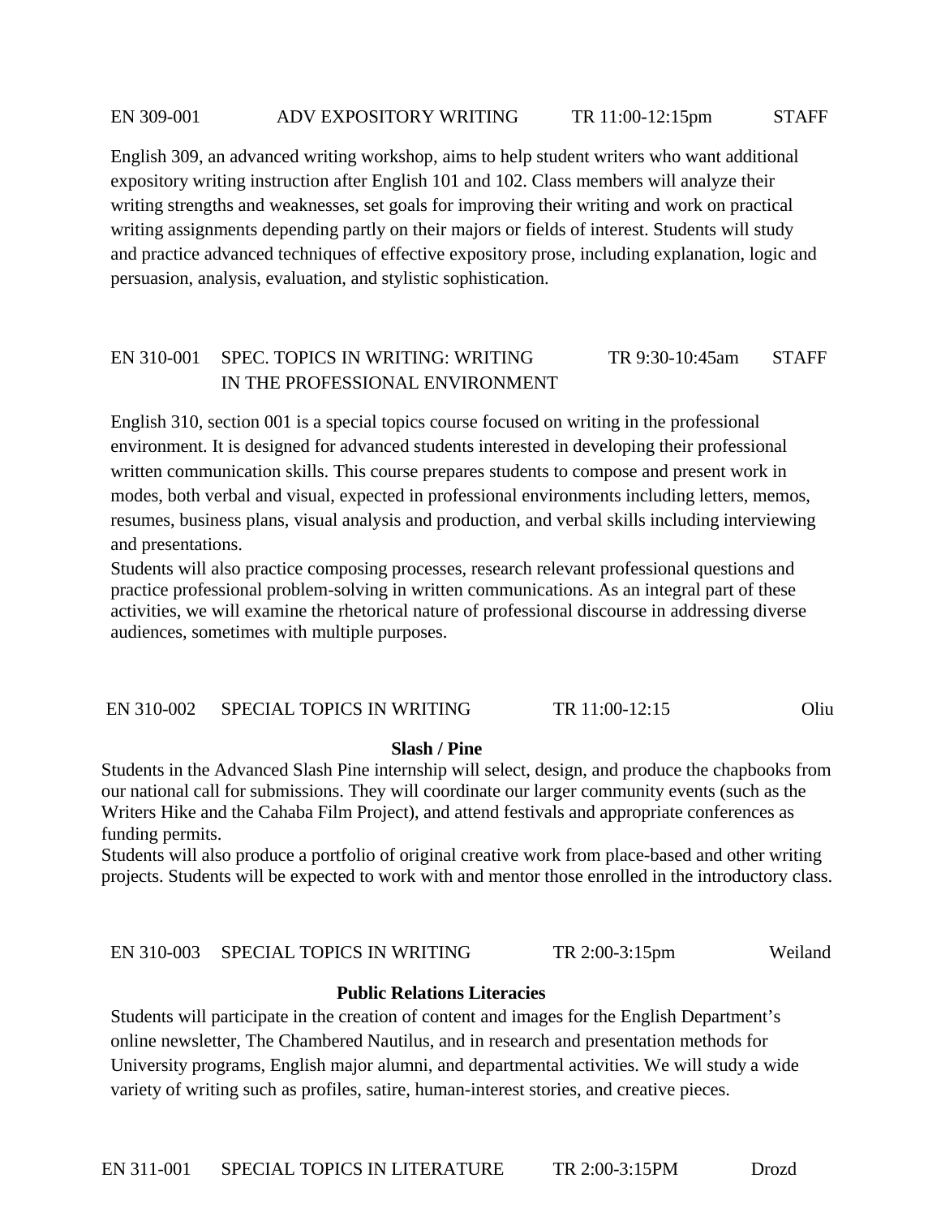EN 309-001 ADV EXPOSITORY WRITING TR 11:00-12:15pm STAFF

English 309, an advanced writing workshop, aims to help student writers who want additional expository writing instruction after English 101 and 102. Class members will analyze their writing strengths and weaknesses, set goals for improving their writing and work on practical writing assignments depending partly on their majors or fields of interest. Students will study and practice advanced techniques of effective expository prose, including explanation, logic and persuasion, analysis, evaluation, and stylistic sophistication.

EN 310-001 SPEC. TOPICS IN WRITING: WRITING IN THE PROFESSIONAL ENVIRONMENT TR 9:30-10:45am STAFF

English 310, section 001 is a special topics course focused on writing in the professional environment. It is designed for advanced students interested in developing their professional written communication skills. This course prepares students to compose and present work in modes, both verbal and visual, expected in professional environments including letters, memos, resumes, business plans, visual analysis and production, and verbal skills including interviewing and presentations.

Students will also practice composing processes, research relevant professional questions and practice professional problem-solving in written communications. As an integral part of these activities, we will examine the rhetorical nature of professional discourse in addressing diverse audiences, sometimes with multiple purposes.

EN 310-002 SPECIAL TOPICS IN WRITING TR 11:00-12:15 Oliu

**Slash / Pine**

Students in the Advanced Slash Pine internship will select, design, and produce the chapbooks from our national call for submissions. They will coordinate our larger community events (such as the Writers Hike and the Cahaba Film Project), and attend festivals and appropriate conferences as funding permits.

Students will also produce a portfolio of original creative work from place-based and other writing projects. Students will be expected to work with and mentor those enrolled in the introductory class.

EN 310-003 SPECIAL TOPICS IN WRITING TR 2:00-3:15pm Weiland

**Public Relations Literacies**

Students will participate in the creation of content and images for the English Department's online newsletter, The Chambered Nautilus, and in research and presentation methods for University programs, English major alumni, and departmental activities. We will study a wide variety of writing such as profiles, satire, human-interest stories, and creative pieces.

EN 311-001 SPECIAL TOPICS IN LITERATURE TR 2:00-3:15PM Drozd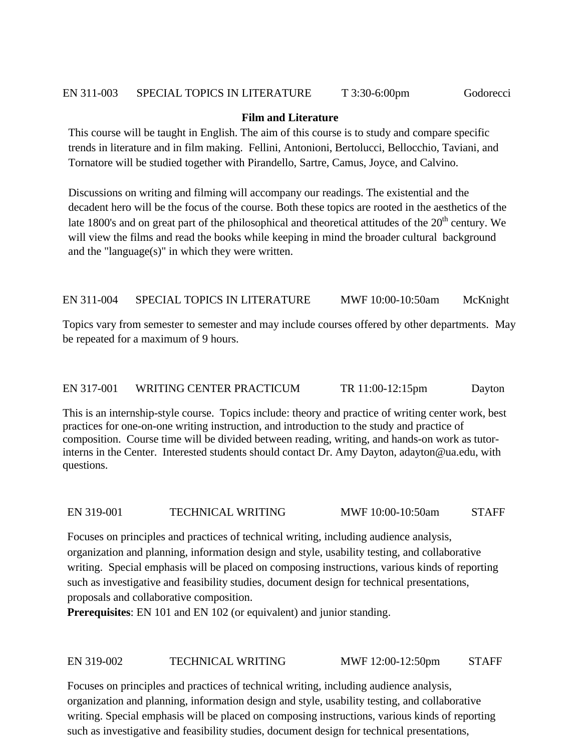EN 311-003 SPECIAL TOPICS IN LITERATURE T 3:30-6:00pm Godorecci

**Film and Literature**

This course will be taught in English. The aim of this course is to study and compare specific trends in literature and in film making. Fellini, Antonioni, Bertolucci, Bellocchio, Taviani, and Tornatore will be studied together with Pirandello, Sartre, Camus, Joyce, and Calvino.

Discussions on writing and filming will accompany our readings. The existential and the decadent hero will be the focus of the course. Both these topics are rooted in the aesthetics of the late 1800's and on great part of the philosophical and theoretical attitudes of the 20th century. We will view the films and read the books while keeping in mind the broader cultural background and the "language(s)" in which they were written.

EN 311-004 SPECIAL TOPICS IN LITERATURE MWF 10:00-10:50am McKnight

Topics vary from semester to semester and may include courses offered by other departments. May be repeated for a maximum of 9 hours.

EN 317-001 WRITING CENTER PRACTICUM TR 11:00-12:15pm Dayton

This is an internship-style course. Topics include: theory and practice of writing center work, best practices for one-on-one writing instruction, and introduction to the study and practice of composition. Course time will be divided between reading, writing, and hands-on work as tutor-interns in the Center. Interested students should contact Dr. Amy Dayton, adayton@ua.edu, with questions.

EN 319-001 TECHNICAL WRITING MWF 10:00-10:50am STAFF

Focuses on principles and practices of technical writing, including audience analysis, organization and planning, information design and style, usability testing, and collaborative writing. Special emphasis will be placed on composing instructions, various kinds of reporting such as investigative and feasibility studies, document design for technical presentations, proposals and collaborative composition.
**Prerequisites**: EN 101 and EN 102 (or equivalent) and junior standing.

EN 319-002 TECHNICAL WRITING MWF 12:00-12:50pm STAFF

Focuses on principles and practices of technical writing, including audience analysis, organization and planning, information design and style, usability testing, and collaborative writing. Special emphasis will be placed on composing instructions, various kinds of reporting such as investigative and feasibility studies, document design for technical presentations,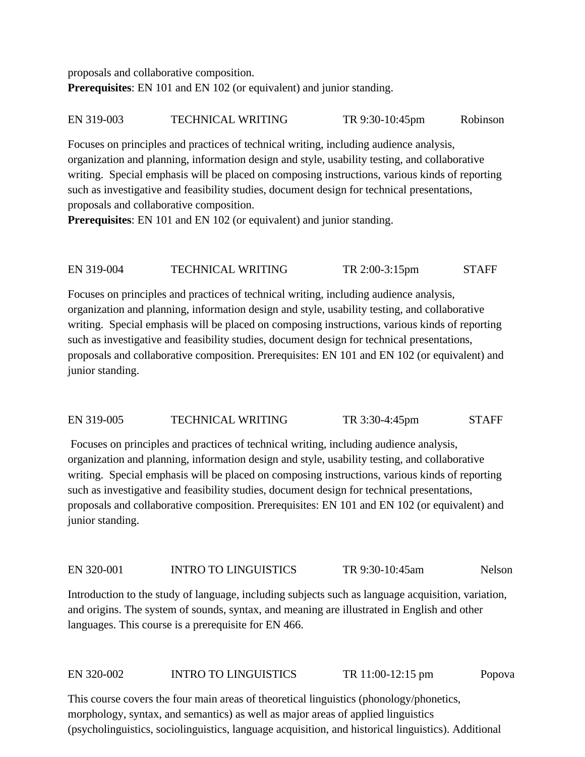proposals and collaborative composition.
**Prerequisites**: EN 101 and EN 102 (or equivalent) and junior standing.

EN 319-003 TECHNICAL WRITING TR 9:30-10:45pm Robinson

Focuses on principles and practices of technical writing, including audience analysis, organization and planning, information design and style, usability testing, and collaborative writing. Special emphasis will be placed on composing instructions, various kinds of reporting such as investigative and feasibility studies, document design for technical presentations, proposals and collaborative composition.
**Prerequisites**: EN 101 and EN 102 (or equivalent) and junior standing.

EN 319-004 TECHNICAL WRITING TR 2:00-3:15pm STAFF

Focuses on principles and practices of technical writing, including audience analysis, organization and planning, information design and style, usability testing, and collaborative writing. Special emphasis will be placed on composing instructions, various kinds of reporting such as investigative and feasibility studies, document design for technical presentations, proposals and collaborative composition. Prerequisites: EN 101 and EN 102 (or equivalent) and junior standing.

EN 319-005 TECHNICAL WRITING TR 3:30-4:45pm STAFF

Focuses on principles and practices of technical writing, including audience analysis, organization and planning, information design and style, usability testing, and collaborative writing. Special emphasis will be placed on composing instructions, various kinds of reporting such as investigative and feasibility studies, document design for technical presentations, proposals and collaborative composition. Prerequisites: EN 101 and EN 102 (or equivalent) and junior standing.

EN 320-001 INTRO TO LINGUISTICS TR 9:30-10:45am Nelson

Introduction to the study of language, including subjects such as language acquisition, variation, and origins. The system of sounds, syntax, and meaning are illustrated in English and other languages. This course is a prerequisite for EN 466.

EN 320-002 INTRO TO LINGUISTICS TR 11:00-12:15 pm Popova

This course covers the four main areas of theoretical linguistics (phonology/phonetics, morphology, syntax, and semantics) as well as major areas of applied linguistics (psycholinguistics, sociolinguistics, language acquisition, and historical linguistics). Additional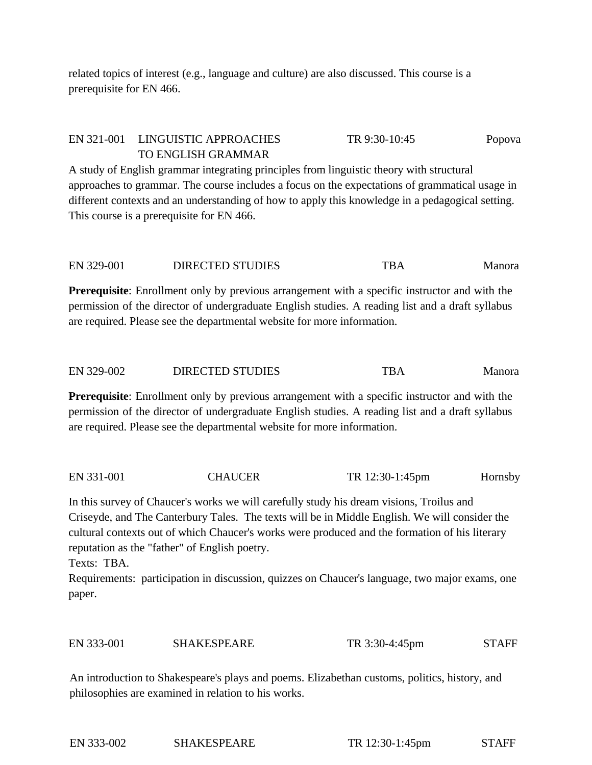related topics of interest (e.g., language and culture) are also discussed. This course is a prerequisite for EN 466.

EN 321-001 LINGUISTIC APPROACHES TO ENGLISH GRAMMAR TR 9:30-10:45 Popova

A study of English grammar integrating principles from linguistic theory with structural approaches to grammar. The course includes a focus on the expectations of grammatical usage in different contexts and an understanding of how to apply this knowledge in a pedagogical setting. This course is a prerequisite for EN 466.

EN 329-001 DIRECTED STUDIES TBA Manora

**Prerequisite**: Enrollment only by previous arrangement with a specific instructor and with the permission of the director of undergraduate English studies. A reading list and a draft syllabus are required. Please see the departmental website for more information.

EN 329-002 DIRECTED STUDIES TBA Manora

**Prerequisite**: Enrollment only by previous arrangement with a specific instructor and with the permission of the director of undergraduate English studies. A reading list and a draft syllabus are required. Please see the departmental website for more information.

EN 331-001 CHAUCER TR 12:30-1:45pm Hornsby

In this survey of Chaucer's works we will carefully study his dream visions, Troilus and Criseyde, and The Canterbury Tales. The texts will be in Middle English. We will consider the cultural contexts out of which Chaucer's works were produced and the formation of his literary reputation as the "father" of English poetry.
Texts: TBA.
Requirements: participation in discussion, quizzes on Chaucer's language, two major exams, one paper.

EN 333-001 SHAKESPEARE TR 3:30-4:45pm STAFF

An introduction to Shakespeare's plays and poems. Elizabethan customs, politics, history, and philosophies are examined in relation to his works.

EN 333-002 SHAKESPEARE TR 12:30-1:45pm STAFF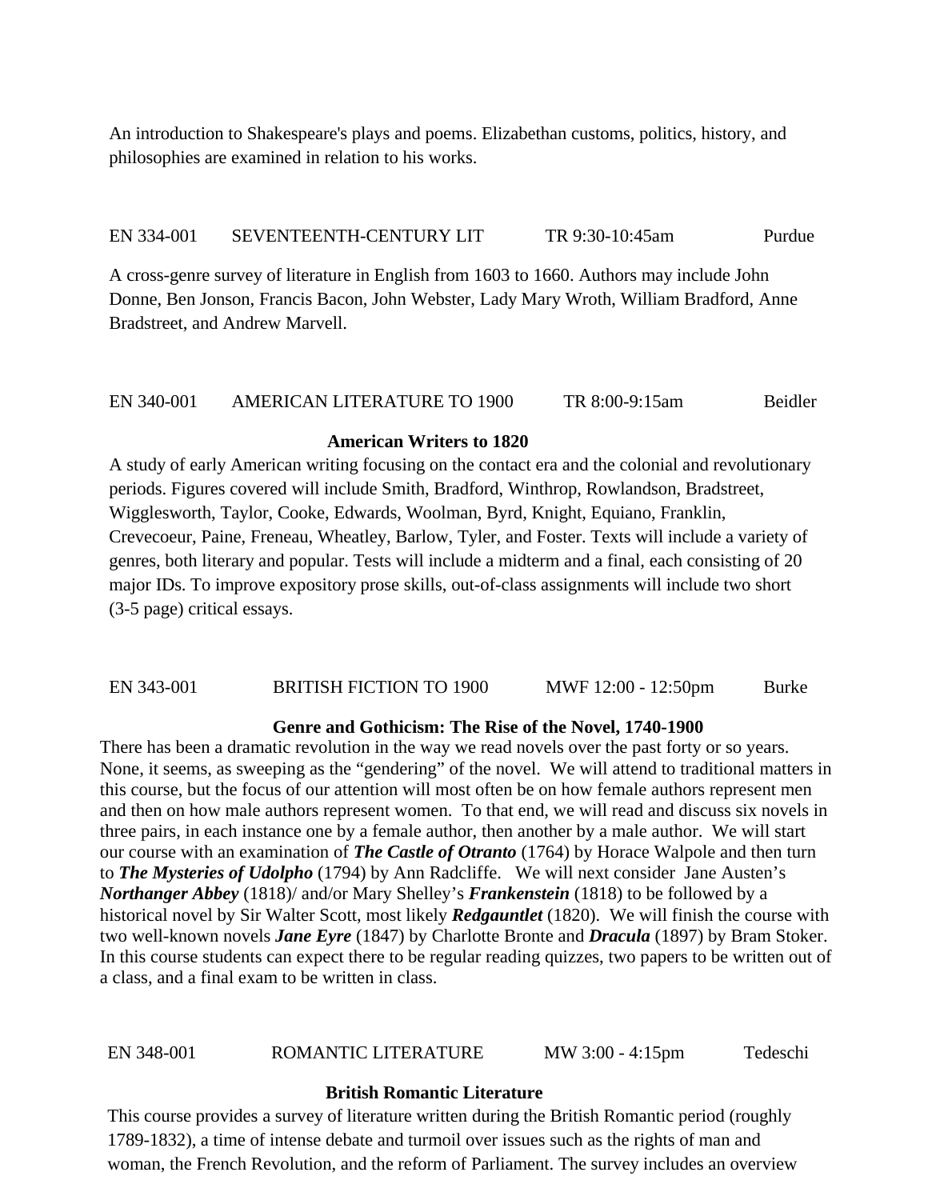An introduction to Shakespeare's plays and poems. Elizabethan customs, politics, history, and philosophies are examined in relation to his works.

EN 334-001 SEVENTEENTH-CENTURY LIT TR 9:30-10:45am Purdue

A cross-genre survey of literature in English from 1603 to 1660. Authors may include John Donne, Ben Jonson, Francis Bacon, John Webster, Lady Mary Wroth, William Bradford, Anne Bradstreet, and Andrew Marvell.

EN 340-001 AMERICAN LITERATURE TO 1900 TR 8:00-9:15am Beidler

**American Writers to 1820**

A study of early American writing focusing on the contact era and the colonial and revolutionary periods. Figures covered will include Smith, Bradford, Winthrop, Rowlandson, Bradstreet, Wigglesworth, Taylor, Cooke, Edwards, Woolman, Byrd, Knight, Equiano, Franklin, Crevecoeur, Paine, Freneau, Wheatley, Barlow, Tyler, and Foster. Texts will include a variety of genres, both literary and popular. Tests will include a midterm and a final, each consisting of 20 major IDs. To improve expository prose skills, out-of-class assignments will include two short (3-5 page) critical essays.

EN 343-001 BRITISH FICTION TO 1900 MWF 12:00 - 12:50pm Burke

**Genre and Gothicism: The Rise of the Novel, 1740-1900**

There has been a dramatic revolution in the way we read novels over the past forty or so years. None, it seems, as sweeping as the "gendering" of the novel. We will attend to traditional matters in this course, but the focus of our attention will most often be on how female authors represent men and then on how male authors represent women. To that end, we will read and discuss six novels in three pairs, in each instance one by a female author, then another by a male author. We will start our course with an examination of ***The Castle of Otranto*** (1764) by Horace Walpole and then turn to ***The Mysteries of Udolpho*** (1794) by Ann Radcliffe. We will next consider Jane Austen's ***Northanger Abbey*** (1818)/ and/or Mary Shelley's ***Frankenstein*** (1818) to be followed by a historical novel by Sir Walter Scott, most likely ***Redgauntlet*** (1820). We will finish the course with two well-known novels ***Jane Eyre*** (1847) by Charlotte Bronte and ***Dracula*** (1897) by Bram Stoker. In this course students can expect there to be regular reading quizzes, two papers to be written out of a class, and a final exam to be written in class.

EN 348-001 ROMANTIC LITERATURE MW 3:00 - 4:15pm Tedeschi

**British Romantic Literature**

This course provides a survey of literature written during the British Romantic period (roughly 1789-1832), a time of intense debate and turmoil over issues such as the rights of man and woman, the French Revolution, and the reform of Parliament. The survey includes an overview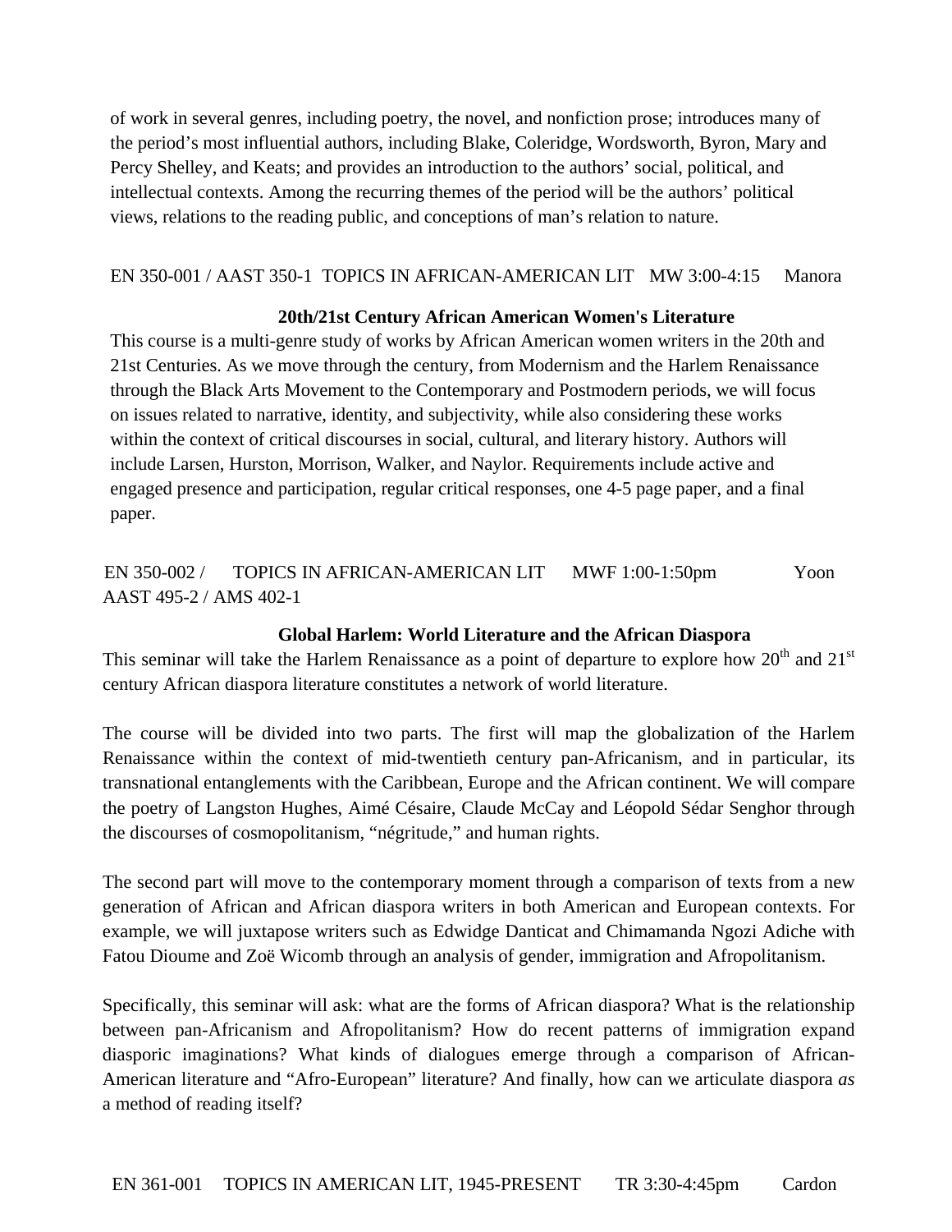of work in several genres, including poetry, the novel, and nonfiction prose; introduces many of the period's most influential authors, including Blake, Coleridge, Wordsworth, Byron, Mary and Percy Shelley, and Keats; and provides an introduction to the authors' social, political, and intellectual contexts. Among the recurring themes of the period will be the authors' political views, relations to the reading public, and conceptions of man's relation to nature.

EN 350-001 / AAST 350-1 TOPICS IN AFRICAN-AMERICAN LIT MW 3:00-4:15 Manora

**20th/21st Century African American Women's Literature**

This course is a multi-genre study of works by African American women writers in the 20th and 21st Centuries. As we move through the century, from Modernism and the Harlem Renaissance through the Black Arts Movement to the Contemporary and Postmodern periods, we will focus on issues related to narrative, identity, and subjectivity, while also considering these works within the context of critical discourses in social, cultural, and literary history. Authors will include Larsen, Hurston, Morrison, Walker, and Naylor. Requirements include active and engaged presence and participation, regular critical responses, one 4-5 page paper, and a final paper.

EN 350-002 / AAST 495-2 / AMS 402-1 TOPICS IN AFRICAN-AMERICAN LIT MWF 1:00-1:50pm Yoon

**Global Harlem: World Literature and the African Diaspora**

This seminar will take the Harlem Renaissance as a point of departure to explore how 20th and 21st century African diaspora literature constitutes a network of world literature.

The course will be divided into two parts. The first will map the globalization of the Harlem Renaissance within the context of mid-twentieth century pan-Africanism, and in particular, its transnational entanglements with the Caribbean, Europe and the African continent. We will compare the poetry of Langston Hughes, Aimé Césaire, Claude McCay and Léopold Sédar Senghor through the discourses of cosmopolitanism, "négritude," and human rights.

The second part will move to the contemporary moment through a comparison of texts from a new generation of African and African diaspora writers in both American and European contexts. For example, we will juxtapose writers such as Edwidge Danticat and Chimamanda Ngozi Adiche with Fatou Dioume and Zoë Wicomb through an analysis of gender, immigration and Afropolitanism.

Specifically, this seminar will ask: what are the forms of African diaspora? What is the relationship between pan-Africanism and Afropolitanism? How do recent patterns of immigration expand diasporic imaginations? What kinds of dialogues emerge through a comparison of African-American literature and "Afro-European" literature? And finally, how can we articulate diaspora *as* a method of reading itself?

EN 361-001 TOPICS IN AMERICAN LIT, 1945-PRESENT TR 3:30-4:45pm Cardon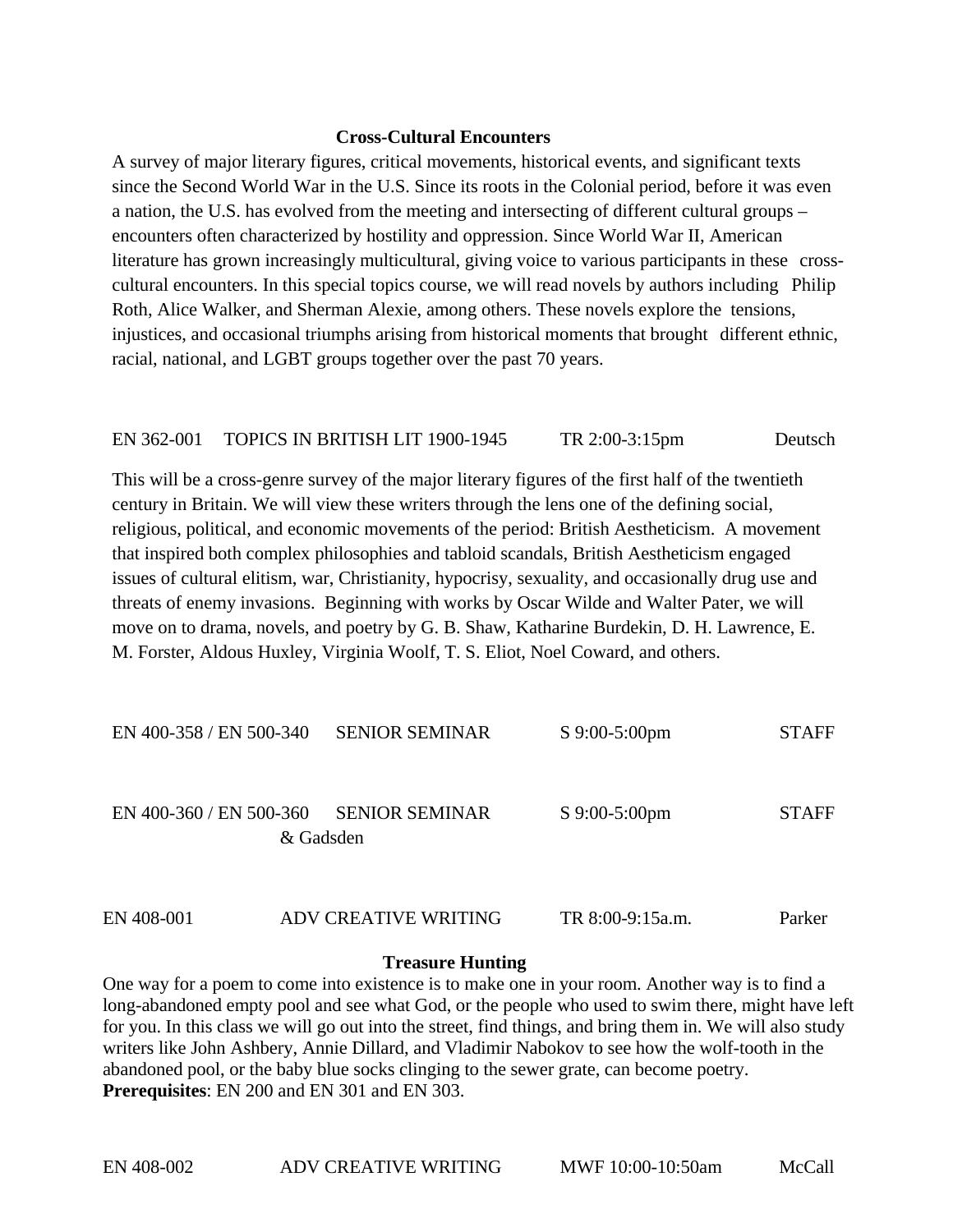**Cross-Cultural Encounters**

A survey of major literary figures, critical movements, historical events, and significant texts since the Second World War in the U.S. Since its roots in the Colonial period, before it was even a nation, the U.S. has evolved from the meeting and intersecting of different cultural groups – encounters often characterized by hostility and oppression. Since World War II, American literature has grown increasingly multicultural, giving voice to various participants in these cross-cultural encounters. In this special topics course, we will read novels by authors including Philip Roth, Alice Walker, and Sherman Alexie, among others. These novels explore the tensions, injustices, and occasional triumphs arising from historical moments that brought different ethnic, racial, national, and LGBT groups together over the past 70 years.

EN 362-001 TOPICS IN BRITISH LIT 1900-1945 TR 2:00-3:15pm Deutsch

This will be a cross-genre survey of the major literary figures of the first half of the twentieth century in Britain. We will view these writers through the lens one of the defining social, religious, political, and economic movements of the period: British Aestheticism. A movement that inspired both complex philosophies and tabloid scandals, British Aestheticism engaged issues of cultural elitism, war, Christianity, hypocrisy, sexuality, and occasionally drug use and threats of enemy invasions. Beginning with works by Oscar Wilde and Walter Pater, we will move on to drama, novels, and poetry by G. B. Shaw, Katharine Burdekin, D. H. Lawrence, E. M. Forster, Aldous Huxley, Virginia Woolf, T. S. Eliot, Noel Coward, and others.

EN 400-358 / EN 500-340 SENIOR SEMINAR S 9:00-5:00pm STAFF

EN 400-360 / EN 500-360 SENIOR SEMINAR S 9:00-5:00pm STAFF & Gadsden

EN 408-001 ADV CREATIVE WRITING TR 8:00-9:15a.m. Parker

**Treasure Hunting**

One way for a poem to come into existence is to make one in your room. Another way is to find a long-abandoned empty pool and see what God, or the people who used to swim there, might have left for you. In this class we will go out into the street, find things, and bring them in. We will also study writers like John Ashbery, Annie Dillard, and Vladimir Nabokov to see how the wolf-tooth in the abandoned pool, or the baby blue socks clinging to the sewer grate, can become poetry.
**Prerequisites**: EN 200 and EN 301 and EN 303.

EN 408-002 ADV CREATIVE WRITING MWF 10:00-10:50am McCall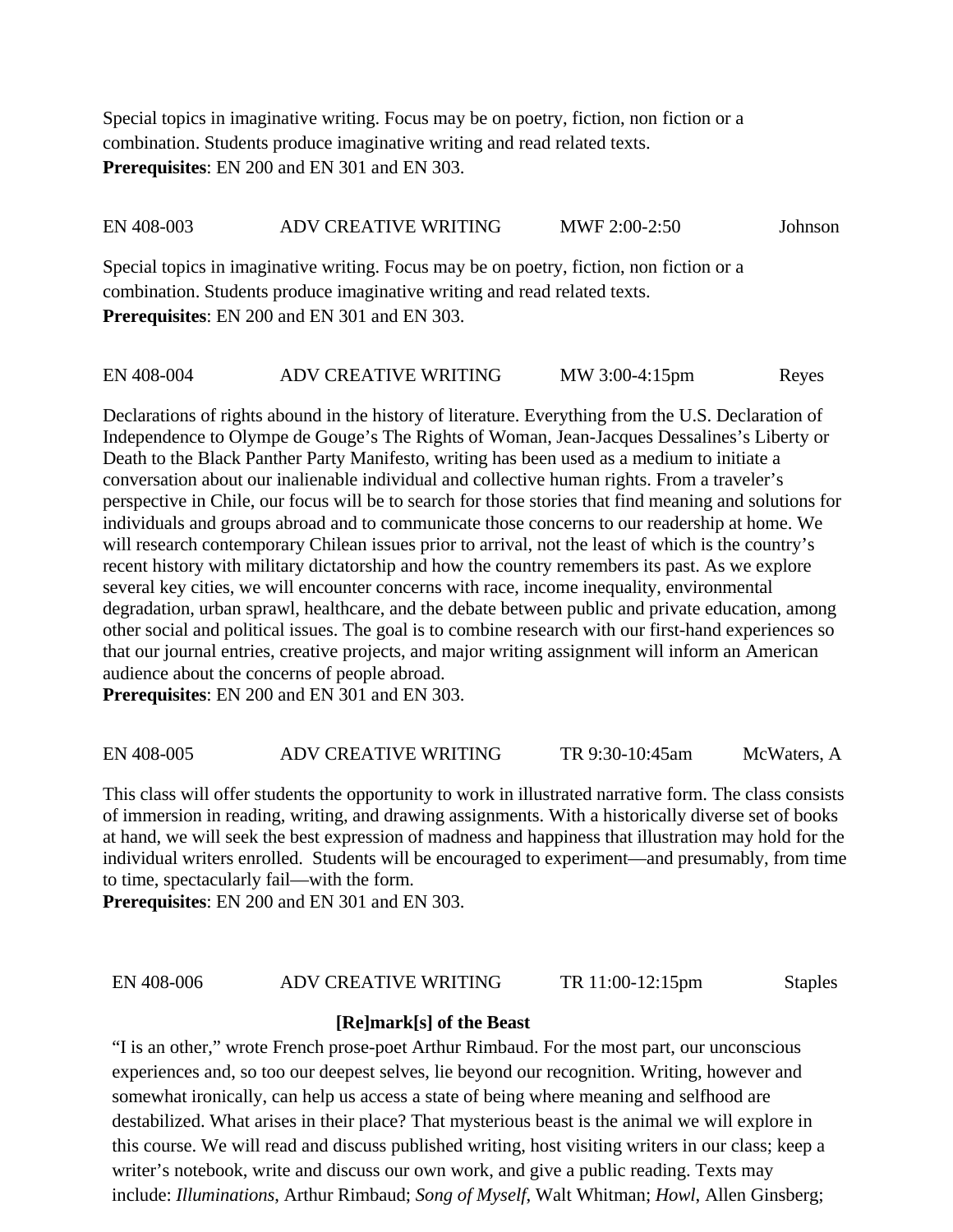Special topics in imaginative writing. Focus may be on poetry, fiction, non fiction or a combination. Students produce imaginative writing and read related texts.
**Prerequisites**: EN 200 and EN 301 and EN 303.

EN 408-003 ADV CREATIVE WRITING MWF 2:00-2:50 Johnson

Special topics in imaginative writing. Focus may be on poetry, fiction, non fiction or a combination. Students produce imaginative writing and read related texts.
**Prerequisites**: EN 200 and EN 301 and EN 303.

EN 408-004 ADV CREATIVE WRITING MW 3:00-4:15pm Reyes

Declarations of rights abound in the history of literature. Everything from the U.S. Declaration of Independence to Olympe de Gouge's The Rights of Woman, Jean-Jacques Dessalines's Liberty or Death to the Black Panther Party Manifesto, writing has been used as a medium to initiate a conversation about our inalienable individual and collective human rights. From a traveler's perspective in Chile, our focus will be to search for those stories that find meaning and solutions for individuals and groups abroad and to communicate those concerns to our readership at home. We will research contemporary Chilean issues prior to arrival, not the least of which is the country's recent history with military dictatorship and how the country remembers its past. As we explore several key cities, we will encounter concerns with race, income inequality, environmental degradation, urban sprawl, healthcare, and the debate between public and private education, among other social and political issues. The goal is to combine research with our first-hand experiences so that our journal entries, creative projects, and major writing assignment will inform an American audience about the concerns of people abroad.
**Prerequisites**: EN 200 and EN 301 and EN 303.

EN 408-005 ADV CREATIVE WRITING TR 9:30-10:45am McWaters, A

This class will offer students the opportunity to work in illustrated narrative form. The class consists of immersion in reading, writing, and drawing assignments. With a historically diverse set of books at hand, we will seek the best expression of madness and happiness that illustration may hold for the individual writers enrolled. Students will be encouraged to experiment—and presumably, from time to time, spectacularly fail—with the form.
**Prerequisites**: EN 200 and EN 301 and EN 303.

EN 408-006 ADV CREATIVE WRITING TR 11:00-12:15pm Staples

**[Re]mark[s] of the Beast**

"I is an other," wrote French prose-poet Arthur Rimbaud. For the most part, our unconscious experiences and, so too our deepest selves, lie beyond our recognition. Writing, however and somewhat ironically, can help us access a state of being where meaning and selfhood are destabilized. What arises in their place? That mysterious beast is the animal we will explore in this course. We will read and discuss published writing, host visiting writers in our class; keep a writer's notebook, write and discuss our own work, and give a public reading. Texts may include: *Illuminations*, Arthur Rimbaud; *Song of Myself*, Walt Whitman; *Howl*, Allen Ginsberg;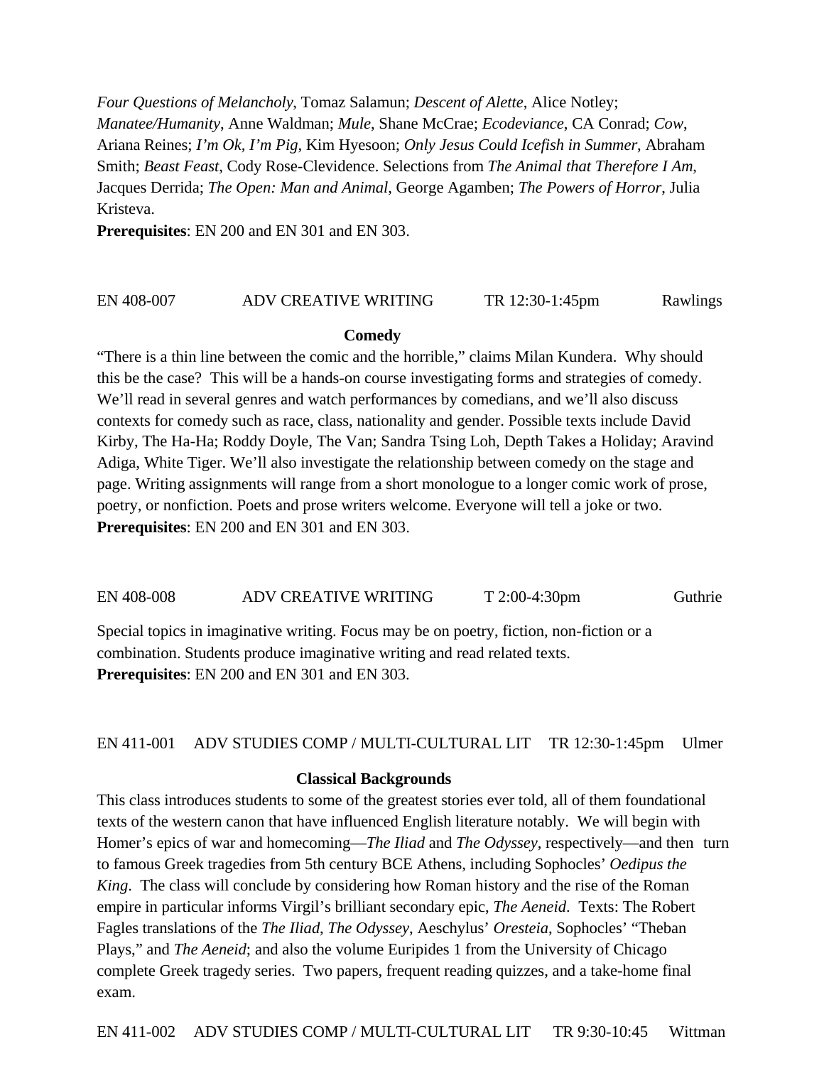*Four Questions of Melancholy*, Tomaz Salamun; *Descent of Alette*, Alice Notley; *Manatee/Humanity*, Anne Waldman; *Mule*, Shane McCrae; *Ecodeviance*, CA Conrad; *Cow*, Ariana Reines; *I'm Ok, I'm Pig*, Kim Hyesoon; *Only Jesus Could Icefish in Summer*, Abraham Smith; *Beast Feast*, Cody Rose-Clevidence. Selections from *The Animal that Therefore I Am*, Jacques Derrida; *The Open: Man and Animal*, George Agamben; *The Powers of Horror*, Julia Kristeva.
**Prerequisites**: EN 200 and EN 301 and EN 303.

EN 408-007 ADV CREATIVE WRITING TR 12:30-1:45pm Rawlings

**Comedy**

"There is a thin line between the comic and the horrible," claims Milan Kundera. Why should this be the case? This will be a hands-on course investigating forms and strategies of comedy. We'll read in several genres and watch performances by comedians, and we'll also discuss contexts for comedy such as race, class, nationality and gender. Possible texts include David Kirby, The Ha-Ha; Roddy Doyle, The Van; Sandra Tsing Loh, Depth Takes a Holiday; Aravind Adiga, White Tiger. We'll also investigate the relationship between comedy on the stage and page. Writing assignments will range from a short monologue to a longer comic work of prose, poetry, or nonfiction. Poets and prose writers welcome. Everyone will tell a joke or two.
**Prerequisites**: EN 200 and EN 301 and EN 303.

EN 408-008 ADV CREATIVE WRITING T 2:00-4:30pm Guthrie

Special topics in imaginative writing. Focus may be on poetry, fiction, non-fiction or a combination. Students produce imaginative writing and read related texts.
**Prerequisites**: EN 200 and EN 301 and EN 303.

EN 411-001 ADV STUDIES COMP / MULTI-CULTURAL LIT TR 12:30-1:45pm Ulmer

**Classical Backgrounds**

This class introduces students to some of the greatest stories ever told, all of them foundational texts of the western canon that have influenced English literature notably. We will begin with Homer's epics of war and homecoming—*The Iliad* and *The Odyssey*, respectively—and then turn to famous Greek tragedies from 5th century BCE Athens, including Sophocles' *Oedipus the King*. The class will conclude by considering how Roman history and the rise of the Roman empire in particular informs Virgil's brilliant secondary epic, *The Aeneid*. Texts: The Robert Fagles translations of the *The Iliad*, *The Odyssey*, Aeschylus' *Oresteia*, Sophocles' "Theban Plays," and *The Aeneid*; and also the volume Euripides 1 from the University of Chicago complete Greek tragedy series. Two papers, frequent reading quizzes, and a take-home final exam.

EN 411-002 ADV STUDIES COMP / MULTI-CULTURAL LIT TR 9:30-10:45 Wittman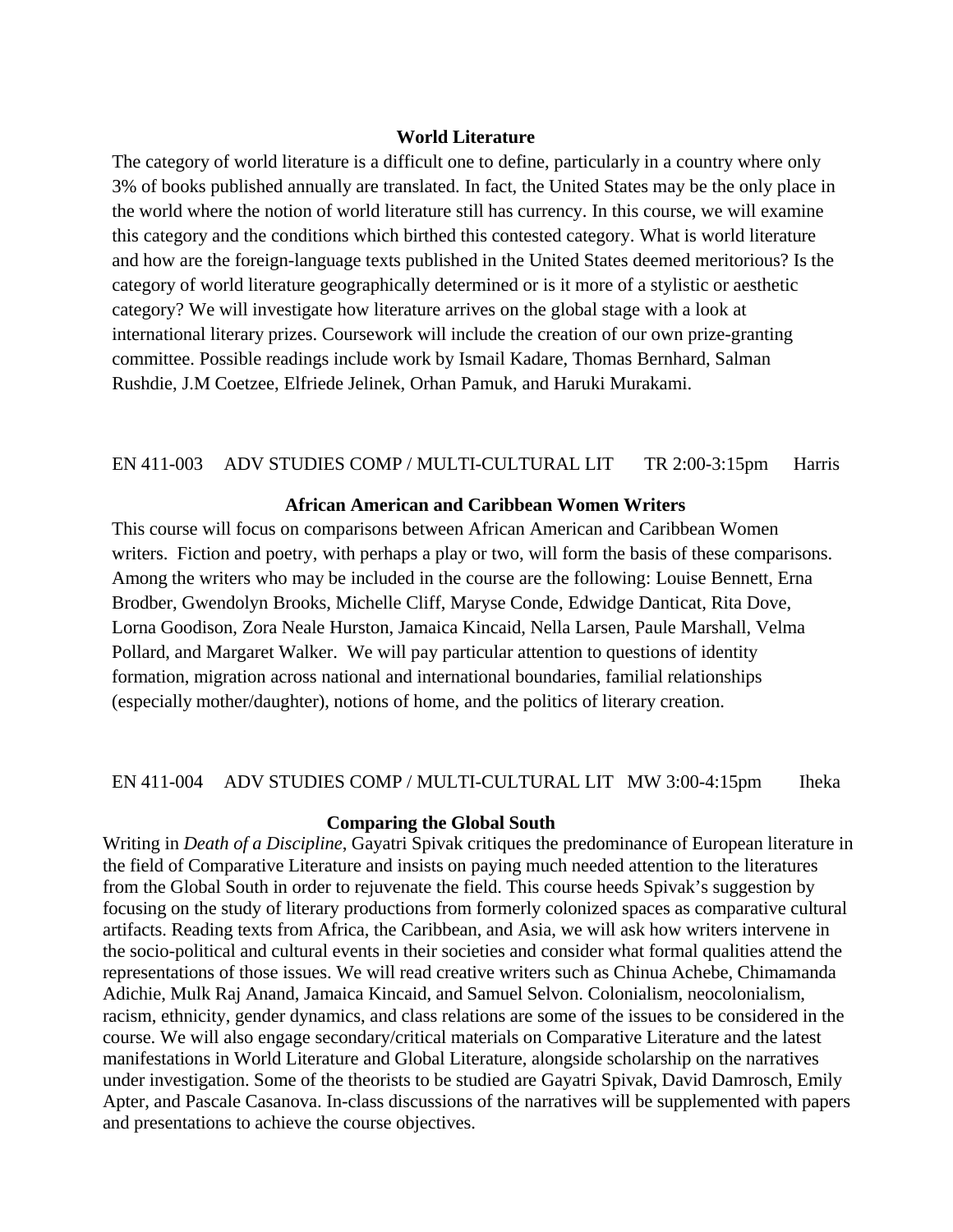**World Literature**

The category of world literature is a difficult one to define, particularly in a country where only 3% of books published annually are translated. In fact, the United States may be the only place in the world where the notion of world literature still has currency. In this course, we will examine this category and the conditions which birthed this contested category. What is world literature and how are the foreign-language texts published in the United States deemed meritorious? Is the category of world literature geographically determined or is it more of a stylistic or aesthetic category? We will investigate how literature arrives on the global stage with a look at international literary prizes. Coursework will include the creation of our own prize-granting committee. Possible readings include work by Ismail Kadare, Thomas Bernhard, Salman Rushdie, J.M Coetzee, Elfriede Jelinek, Orhan Pamuk, and Haruki Murakami.

EN 411-003 ADV STUDIES COMP / MULTI-CULTURAL LIT TR 2:00-3:15pm Harris

**African American and Caribbean Women Writers**

This course will focus on comparisons between African American and Caribbean Women writers. Fiction and poetry, with perhaps a play or two, will form the basis of these comparisons. Among the writers who may be included in the course are the following: Louise Bennett, Erna Brodber, Gwendolyn Brooks, Michelle Cliff, Maryse Conde, Edwidge Danticat, Rita Dove, Lorna Goodison, Zora Neale Hurston, Jamaica Kincaid, Nella Larsen, Paule Marshall, Velma Pollard, and Margaret Walker. We will pay particular attention to questions of identity formation, migration across national and international boundaries, familial relationships (especially mother/daughter), notions of home, and the politics of literary creation.

EN 411-004 ADV STUDIES COMP / MULTI-CULTURAL LIT MW 3:00-4:15pm Iheka

**Comparing the Global South**

Writing in *Death of a Discipline*, Gayatri Spivak critiques the predominance of European literature in the field of Comparative Literature and insists on paying much needed attention to the literatures from the Global South in order to rejuvenate the field. This course heeds Spivak's suggestion by focusing on the study of literary productions from formerly colonized spaces as comparative cultural artifacts. Reading texts from Africa, the Caribbean, and Asia, we will ask how writers intervene in the socio-political and cultural events in their societies and consider what formal qualities attend the representations of those issues. We will read creative writers such as Chinua Achebe, Chimamanda Adichie, Mulk Raj Anand, Jamaica Kincaid, and Samuel Selvon. Colonialism, neocolonialism, racism, ethnicity, gender dynamics, and class relations are some of the issues to be considered in the course. We will also engage secondary/critical materials on Comparative Literature and the latest manifestations in World Literature and Global Literature, alongside scholarship on the narratives under investigation. Some of the theorists to be studied are Gayatri Spivak, David Damrosch, Emily Apter, and Pascale Casanova. In-class discussions of the narratives will be supplemented with papers and presentations to achieve the course objectives.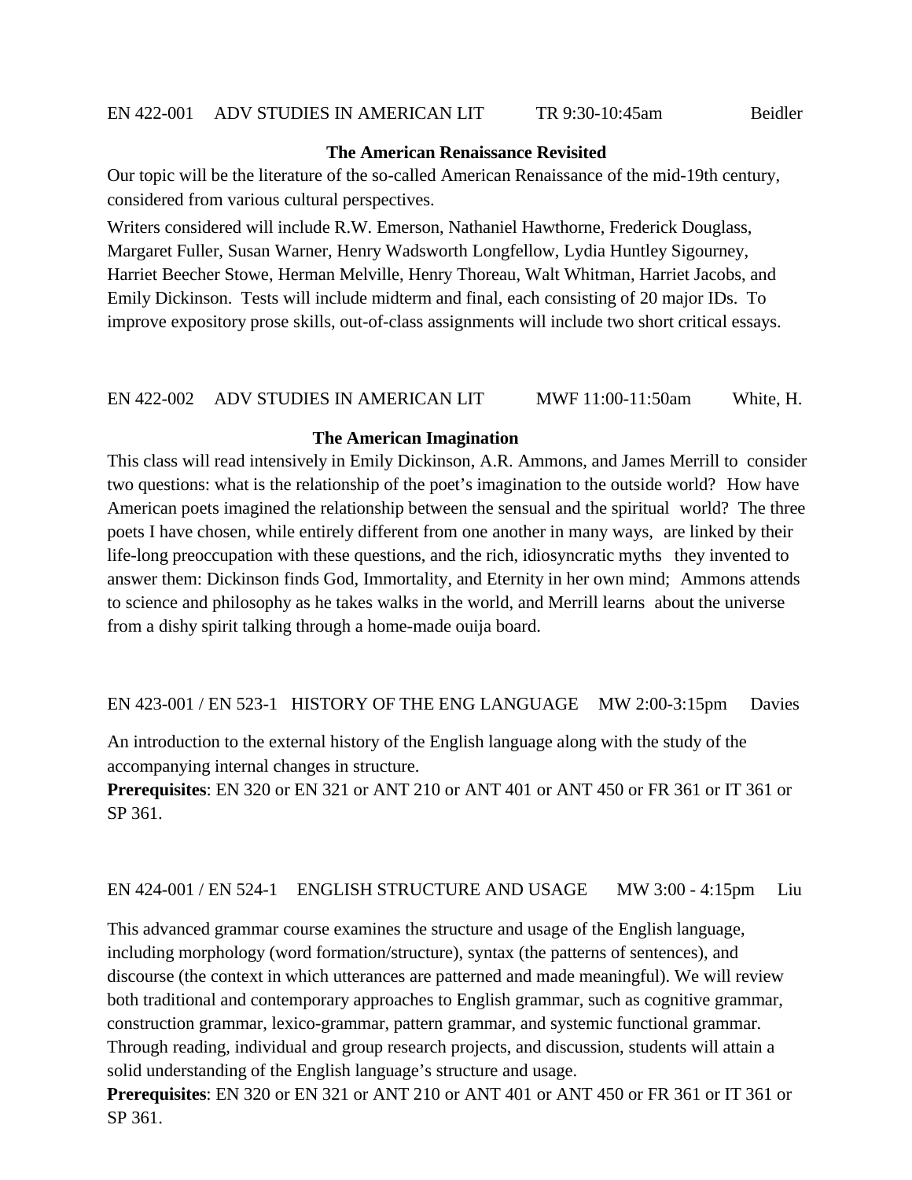EN 422-001 ADV STUDIES IN AMERICAN LIT TR 9:30-10:45am Beidler

**The American Renaissance Revisited**

Our topic will be the literature of the so-called American Renaissance of the mid-19th century, considered from various cultural perspectives.

Writers considered will include R.W. Emerson, Nathaniel Hawthorne, Frederick Douglass, Margaret Fuller, Susan Warner, Henry Wadsworth Longfellow, Lydia Huntley Sigourney, Harriet Beecher Stowe, Herman Melville, Henry Thoreau, Walt Whitman, Harriet Jacobs, and Emily Dickinson. Tests will include midterm and final, each consisting of 20 major IDs. To improve expository prose skills, out-of-class assignments will include two short critical essays.

EN 422-002 ADV STUDIES IN AMERICAN LIT MWF 11:00-11:50am White, H.

**The American Imagination**

This class will read intensively in Emily Dickinson, A.R. Ammons, and James Merrill to consider two questions: what is the relationship of the poet's imagination to the outside world? How have American poets imagined the relationship between the sensual and the spiritual world? The three poets I have chosen, while entirely different from one another in many ways, are linked by their life-long preoccupation with these questions, and the rich, idiosyncratic myths they invented to answer them: Dickinson finds God, Immortality, and Eternity in her own mind; Ammons attends to science and philosophy as he takes walks in the world, and Merrill learns about the universe from a dishy spirit talking through a home-made ouija board.

EN 423-001 / EN 523-1 HISTORY OF THE ENG LANGUAGE MW 2:00-3:15pm Davies

An introduction to the external history of the English language along with the study of the accompanying internal changes in structure.
**Prerequisites**: EN 320 or EN 321 or ANT 210 or ANT 401 or ANT 450 or FR 361 or IT 361 or SP 361.

EN 424-001 / EN 524-1 ENGLISH STRUCTURE AND USAGE MW 3:00 - 4:15pm Liu

This advanced grammar course examines the structure and usage of the English language, including morphology (word formation/structure), syntax (the patterns of sentences), and discourse (the context in which utterances are patterned and made meaningful). We will review both traditional and contemporary approaches to English grammar, such as cognitive grammar, construction grammar, lexico-grammar, pattern grammar, and systemic functional grammar. Through reading, individual and group research projects, and discussion, students will attain a solid understanding of the English language's structure and usage.
**Prerequisites**: EN 320 or EN 321 or ANT 210 or ANT 401 or ANT 450 or FR 361 or IT 361 or SP 361.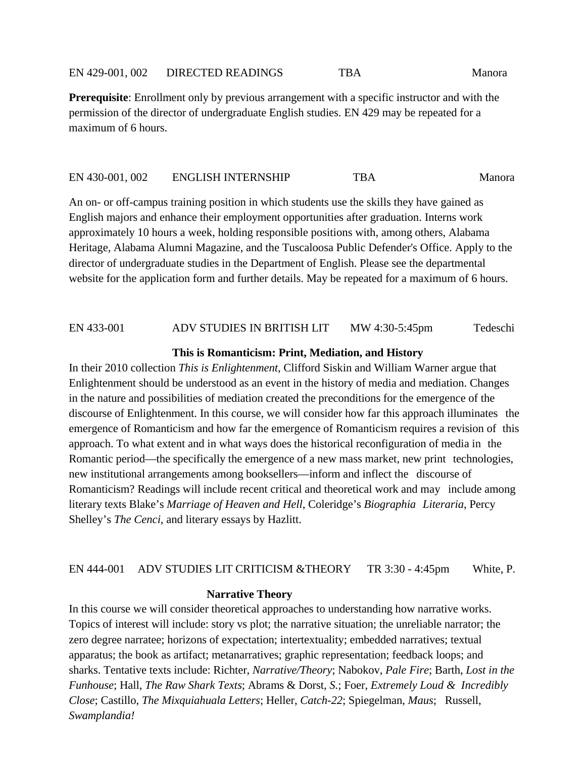EN 429-001, 002 DIRECTED READINGS TBA Manora

**Prerequisite**: Enrollment only by previous arrangement with a specific instructor and with the permission of the director of undergraduate English studies. EN 429 may be repeated for a maximum of 6 hours.

EN 430-001, 002 ENGLISH INTERNSHIP TBA Manora

An on- or off-campus training position in which students use the skills they have gained as English majors and enhance their employment opportunities after graduation. Interns work approximately 10 hours a week, holding responsible positions with, among others, Alabama Heritage, Alabama Alumni Magazine, and the Tuscaloosa Public Defender's Office. Apply to the director of undergraduate studies in the Department of English. Please see the departmental website for the application form and further details. May be repeated for a maximum of 6 hours.

EN 433-001 ADV STUDIES IN BRITISH LIT MW 4:30-5:45pm Tedeschi

**This is Romanticism: Print, Mediation, and History**

In their 2010 collection *This is Enlightenment*, Clifford Siskin and William Warner argue that Enlightenment should be understood as an event in the history of media and mediation. Changes in the nature and possibilities of mediation created the preconditions for the emergence of the discourse of Enlightenment. In this course, we will consider how far this approach illuminates the emergence of Romanticism and how far the emergence of Romanticism requires a revision of this approach. To what extent and in what ways does the historical reconfiguration of media in the Romantic period—the specifically the emergence of a new mass market, new print technologies, new institutional arrangements among booksellers—inform and inflect the discourse of Romanticism? Readings will include recent critical and theoretical work and may include among literary texts Blake's *Marriage of Heaven and Hell*, Coleridge's *Biographia Literaria*, Percy Shelley's *The Cenci*, and literary essays by Hazlitt.

EN 444-001 ADV STUDIES LIT CRITICISM &THEORY TR 3:30 - 4:45pm White, P.

**Narrative Theory**

In this course we will consider theoretical approaches to understanding how narrative works. Topics of interest will include: story vs plot; the narrative situation; the unreliable narrator; the zero degree narratee; horizons of expectation; intertextuality; embedded narratives; textual apparatus; the book as artifact; metanarratives; graphic representation; feedback loops; and sharks. Tentative texts include: Richter, *Narrative/Theory*; Nabokov, *Pale Fire*; Barth, *Lost in the Funhouse*; Hall, *The Raw Shark Texts*; Abrams & Dorst, *S.*; Foer, *Extremely Loud & Incredibly Close*; Castillo, *The Mixquiahuala Letters*; Heller, *Catch-22*; Spiegelman, *Maus*; Russell, *Swamplandia!*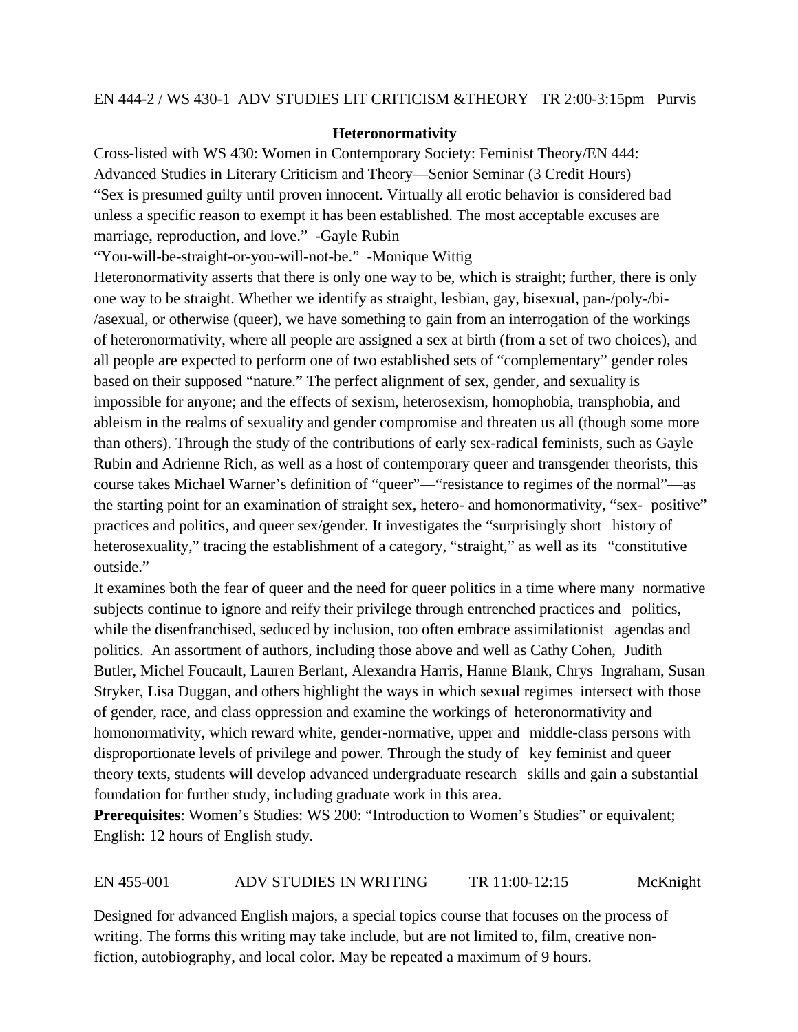EN 444-2 / WS 430-1 ADV STUDIES LIT CRITICISM &THEORY TR 2:00-3:15pm Purvis

**Heteronormativity**

Cross-listed with WS 430: Women in Contemporary Society: Feminist Theory/EN 444: Advanced Studies in Literary Criticism and Theory—Senior Seminar (3 Credit Hours)

"Sex is presumed guilty until proven innocent. Virtually all erotic behavior is considered bad unless a specific reason to exempt it has been established. The most acceptable excuses are marriage, reproduction, and love." -Gayle Rubin

"You-will-be-straight-or-you-will-not-be." -Monique Wittig

Heteronormativity asserts that there is only one way to be, which is straight; further, there is only one way to be straight. Whether we identify as straight, lesbian, gay, bisexual, pan-/poly-/bi-/asexual, or otherwise (queer), we have something to gain from an interrogation of the workings of heteronormativity, where all people are assigned a sex at birth (from a set of two choices), and all people are expected to perform one of two established sets of "complementary" gender roles based on their supposed "nature." The perfect alignment of sex, gender, and sexuality is impossible for anyone; and the effects of sexism, heterosexism, homophobia, transphobia, and ableism in the realms of sexuality and gender compromise and threaten us all (though some more than others). Through the study of the contributions of early sex-radical feminists, such as Gayle Rubin and Adrienne Rich, as well as a host of contemporary queer and transgender theorists, this course takes Michael Warner's definition of "queer"—"resistance to regimes of the normal"—as the starting point for an examination of straight sex, hetero- and homonormativity, "sex- positive" practices and politics, and queer sex/gender. It investigates the "surprisingly short history of heterosexuality," tracing the establishment of a category, "straight," as well as its "constitutive outside."

It examines both the fear of queer and the need for queer politics in a time where many normative subjects continue to ignore and reify their privilege through entrenched practices and politics, while the disenfranchised, seduced by inclusion, too often embrace assimilationist agendas and politics. An assortment of authors, including those above and well as Cathy Cohen, Judith Butler, Michel Foucault, Lauren Berlant, Alexandra Harris, Hanne Blank, Chrys Ingraham, Susan Stryker, Lisa Duggan, and others highlight the ways in which sexual regimes intersect with those of gender, race, and class oppression and examine the workings of heteronormativity and homonormativity, which reward white, gender-normative, upper and middle-class persons with disproportionate levels of privilege and power. Through the study of key feminist and queer theory texts, students will develop advanced undergraduate research skills and gain a substantial foundation for further study, including graduate work in this area.

**Prerequisites**: Women's Studies: WS 200: "Introduction to Women's Studies" or equivalent; English: 12 hours of English study.

EN 455-001 ADV STUDIES IN WRITING TR 11:00-12:15 McKnight

Designed for advanced English majors, a special topics course that focuses on the process of writing. The forms this writing may take include, but are not limited to, film, creative non-fiction, autobiography, and local color. May be repeated a maximum of 9 hours.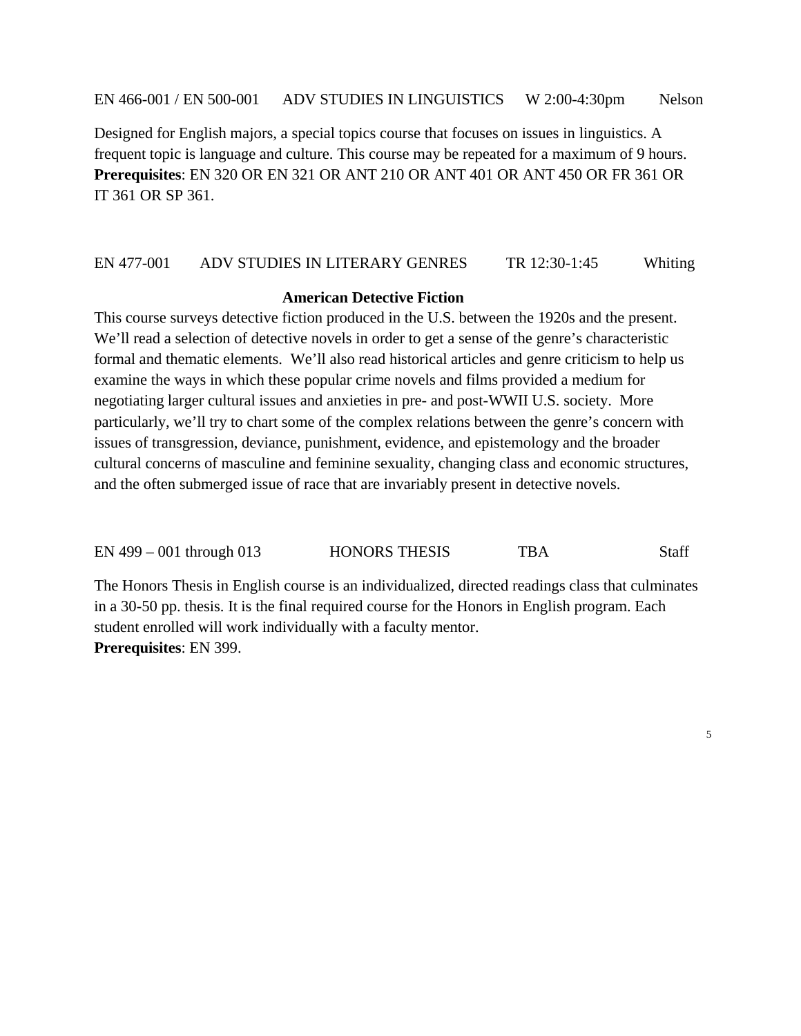EN 466-001 / EN 500-001 ADV STUDIES IN LINGUISTICS W 2:00-4:30pm Nelson

Designed for English majors, a special topics course that focuses on issues in linguistics. A frequent topic is language and culture. This course may be repeated for a maximum of 9 hours. **Prerequisites**: EN 320 OR EN 321 OR ANT 210 OR ANT 401 OR ANT 450 OR FR 361 OR IT 361 OR SP 361.

EN 477-001 ADV STUDIES IN LITERARY GENRES TR 12:30-1:45 Whiting

**American Detective Fiction**

This course surveys detective fiction produced in the U.S. between the 1920s and the present. We'll read a selection of detective novels in order to get a sense of the genre's characteristic formal and thematic elements. We'll also read historical articles and genre criticism to help us examine the ways in which these popular crime novels and films provided a medium for negotiating larger cultural issues and anxieties in pre- and post-WWII U.S. society. More particularly, we'll try to chart some of the complex relations between the genre's concern with issues of transgression, deviance, punishment, evidence, and epistemology and the broader cultural concerns of masculine and feminine sexuality, changing class and economic structures, and the often submerged issue of race that are invariably present in detective novels.

EN 499 – 001 through 013 HONORS THESIS TBA Staff

The Honors Thesis in English course is an individualized, directed readings class that culminates in a 30-50 pp. thesis. It is the final required course for the Honors in English program. Each student enrolled will work individually with a faculty mentor.
**Prerequisites**: EN 399.